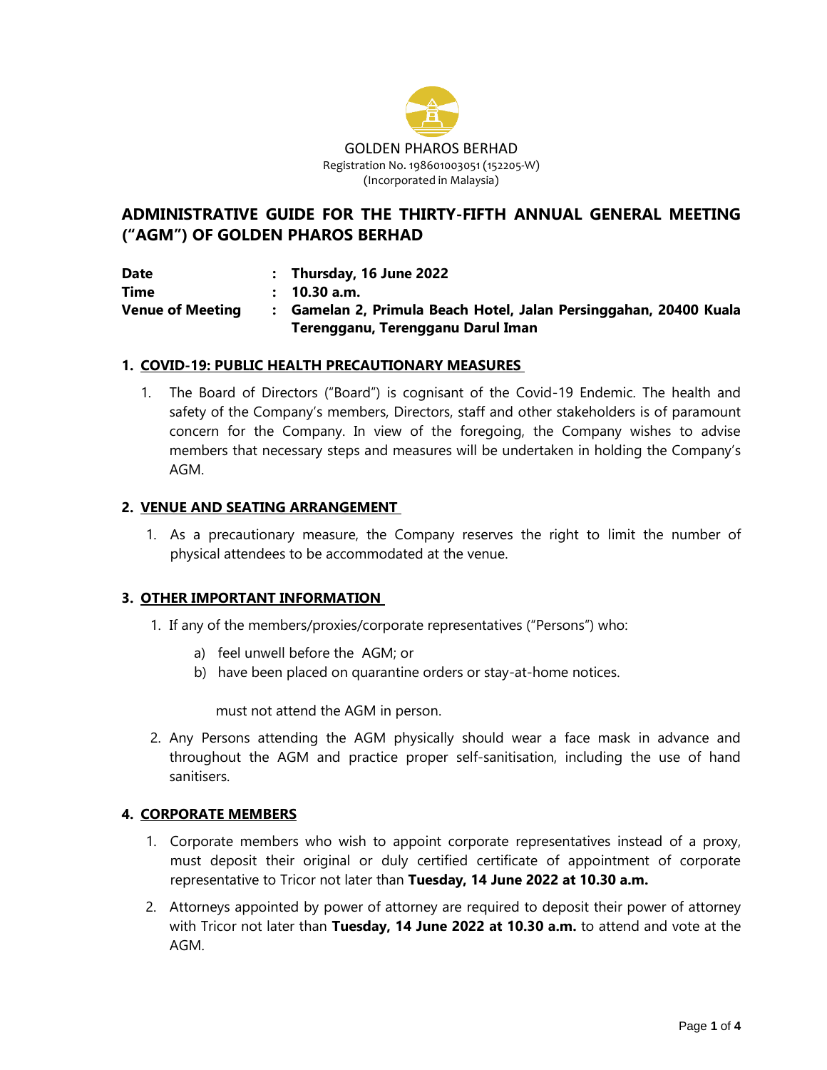GOLDEN PHAROS BERHAD
Registration No. 198601003051 (152205-W)
(Incorporated in Malaysia)

# ADMINISTRATIVE GUIDE FOR THE THIRTY-FIFTH ANNUAL GENERAL MEETING ("AGM") OF GOLDEN PHAROS BERHAD

| | | |
|---|---|---|
| **Date** | : | **Thursday, 16 June 2022** |
| **Time** | : | **10.30 a.m.** |
| **Venue of Meeting** | : | **Gamelan 2, Primula Beach Hotel, Jalan Persinggahan, 20400 Kuala Terengganu, Terengganu Darul Iman** |

## 1. COVID-19: PUBLIC HEALTH PRECAUTIONARY MEASURES

1. The Board of Directors ("Board") is cognisant of the Covid-19 Endemic. The health and safety of the Company's members, Directors, staff and other stakeholders is of paramount concern for the Company. In view of the foregoing, the Company wishes to advise members that necessary steps and measures will be undertaken in holding the Company's AGM.

## 2. VENUE AND SEATING ARRANGEMENT

1. As a precautionary measure, the Company reserves the right to limit the number of physical attendees to be accommodated at the venue.

## 3. OTHER IMPORTANT INFORMATION

1. If any of the members/proxies/corporate representatives ("Persons") who:

   a) feel unwell before the AGM; or
   b) have been placed on quarantine orders or stay-at-home notices.

   must not attend the AGM in person.

2. Any Persons attending the AGM physically should wear a face mask in advance and throughout the AGM and practice proper self-sanitisation, including the use of hand sanitisers.

## 4. CORPORATE MEMBERS

1. Corporate members who wish to appoint corporate representatives instead of a proxy, must deposit their original or duly certified certificate of appointment of corporate representative to Tricor not later than **Tuesday, 14 June 2022 at 10.30 a.m.**

2. Attorneys appointed by power of attorney are required to deposit their power of attorney with Tricor not later than **Tuesday, 14 June 2022 at 10.30 a.m.** to attend and vote at the AGM.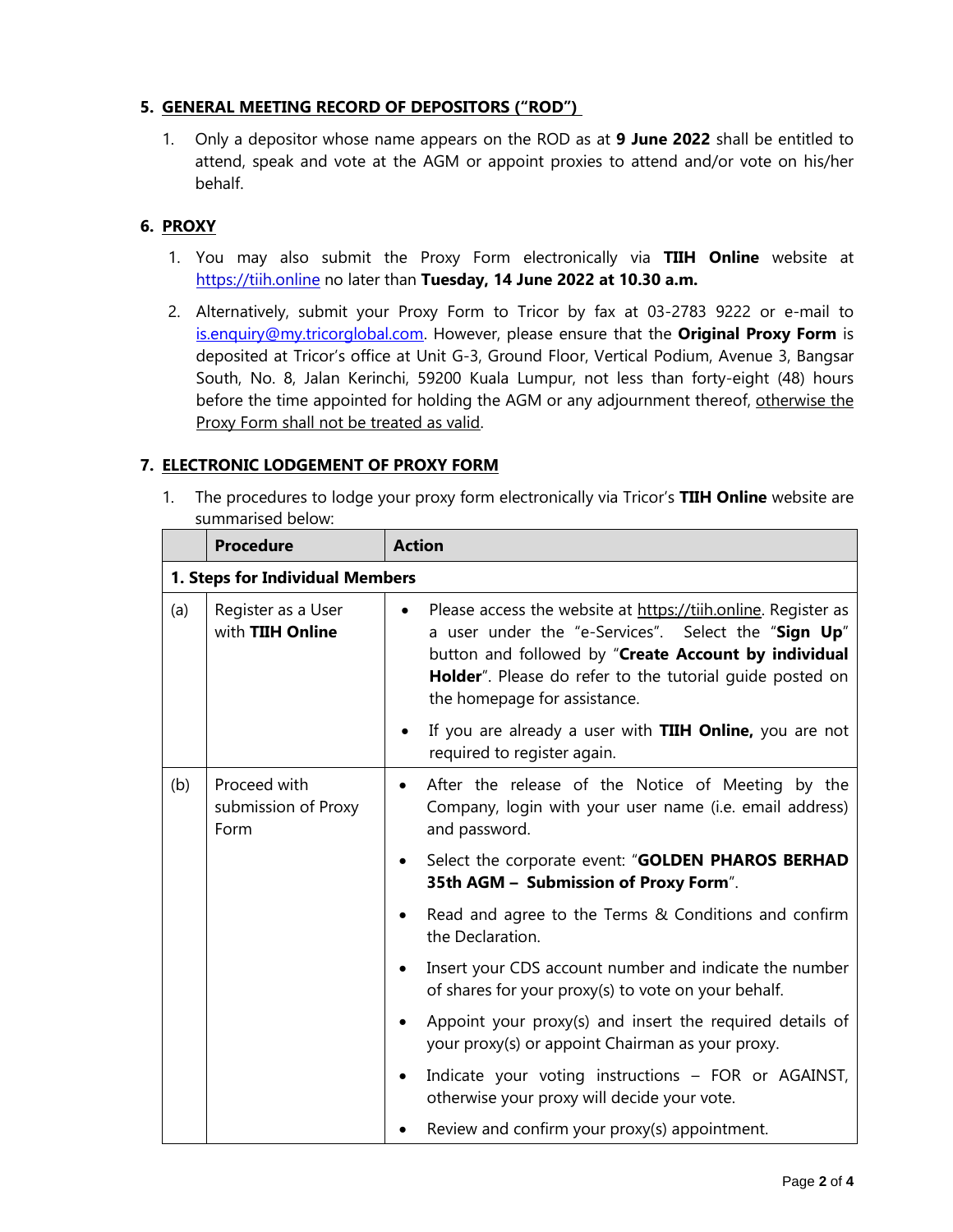## 5. GENERAL MEETING RECORD OF DEPOSITORS ("ROD")

1. Only a depositor whose name appears on the ROD as at **9 June 2022** shall be entitled to attend, speak and vote at the AGM or appoint proxies to attend and/or vote on his/her behalf.

## 6. PROXY

1. You may also submit the Proxy Form electronically via **TIIH Online** website at https://tiih.online no later than **Tuesday, 14 June 2022 at 10.30 a.m.**

2. Alternatively, submit your Proxy Form to Tricor by fax at 03-2783 9222 or e-mail to is.enquiry@my.tricorglobal.com. However, please ensure that the **Original Proxy Form** is deposited at Tricor's office at Unit G-3, Ground Floor, Vertical Podium, Avenue 3, Bangsar South, No. 8, Jalan Kerinchi, 59200 Kuala Lumpur, not less than forty-eight (48) hours before the time appointed for holding the AGM or any adjournment thereof, otherwise the Proxy Form shall not be treated as valid.

## 7. ELECTRONIC LODGEMENT OF PROXY FORM

1. The procedures to lodge your proxy form electronically via Tricor's **TIIH Online** website are summarised below:

| | Procedure | Action |
|---|---|---|
| **1. Steps for Individual Members** | | |
| (a) | Register as a User with **TIIH Online** | • Please access the website at https://tiih.online. Register as a user under the "e-Services". Select the "**Sign Up**" button and followed by "**Create Account by individual Holder**". Please do refer to the tutorial guide posted on the homepage for assistance.<br>• If you are already a user with **TIIH Online,** you are not required to register again. |
| (b) | Proceed with submission of Proxy Form | • After the release of the Notice of Meeting by the Company, login with your user name (i.e. email address) and password.<br>• Select the corporate event: "**GOLDEN PHAROS BERHAD 35th AGM – Submission of Proxy Form**".<br>• Read and agree to the Terms & Conditions and confirm the Declaration.<br>• Insert your CDS account number and indicate the number of shares for your proxy(s) to vote on your behalf.<br>• Appoint your proxy(s) and insert the required details of your proxy(s) or appoint Chairman as your proxy.<br>• Indicate your voting instructions – FOR or AGAINST, otherwise your proxy will decide your vote.<br>• Review and confirm your proxy(s) appointment. |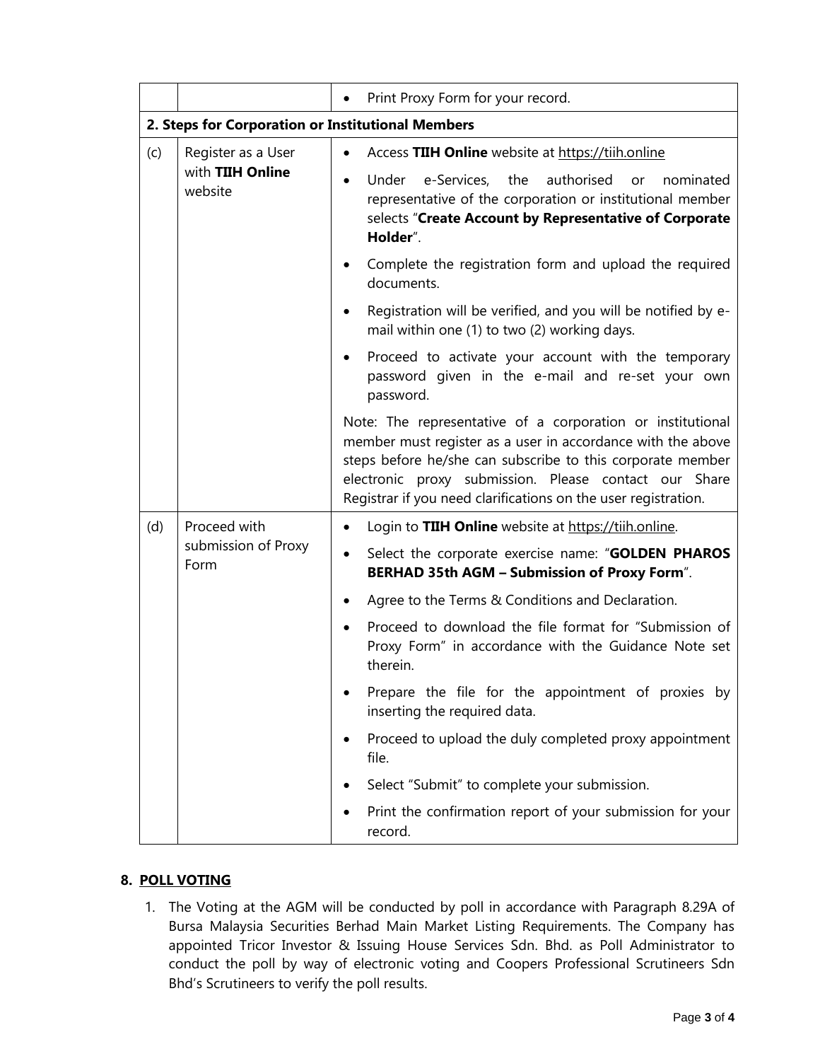| | | |
|---|---|---|
| | | • Print Proxy Form for your record. |
| **2. Steps for Corporation or Institutional Members** | | |
| (c) | Register as a User with **TIIH Online** website | • Access **TIIH Online** website at https://tiih.online<br>• Under e-Services, the authorised or nominated representative of the corporation or institutional member selects "**Create Account by Representative of Corporate Holder**".<br>• Complete the registration form and upload the required documents.<br>• Registration will be verified, and you will be notified by e-mail within one (1) to two (2) working days.<br>• Proceed to activate your account with the temporary password given in the e-mail and re-set your own password.<br><br>Note: The representative of a corporation or institutional member must register as a user in accordance with the above steps before he/she can subscribe to this corporate member electronic proxy submission. Please contact our Share Registrar if you need clarifications on the user registration. |
| (d) | Proceed with submission of Proxy Form | • Login to **TIIH Online** website at https://tiih.online.<br>• Select the corporate exercise name: "**GOLDEN PHAROS BERHAD 35th AGM – Submission of Proxy Form**".<br>• Agree to the Terms & Conditions and Declaration.<br>• Proceed to download the file format for "Submission of Proxy Form" in accordance with the Guidance Note set therein.<br>• Prepare the file for the appointment of proxies by inserting the required data.<br>• Proceed to upload the duly completed proxy appointment file.<br>• Select "Submit" to complete your submission.<br>• Print the confirmation report of your submission for your record. |

## 8. POLL VOTING

1. The Voting at the AGM will be conducted by poll in accordance with Paragraph 8.29A of Bursa Malaysia Securities Berhad Main Market Listing Requirements. The Company has appointed Tricor Investor & Issuing House Services Sdn. Bhd. as Poll Administrator to conduct the poll by way of electronic voting and Coopers Professional Scrutineers Sdn Bhd's Scrutineers to verify the poll results.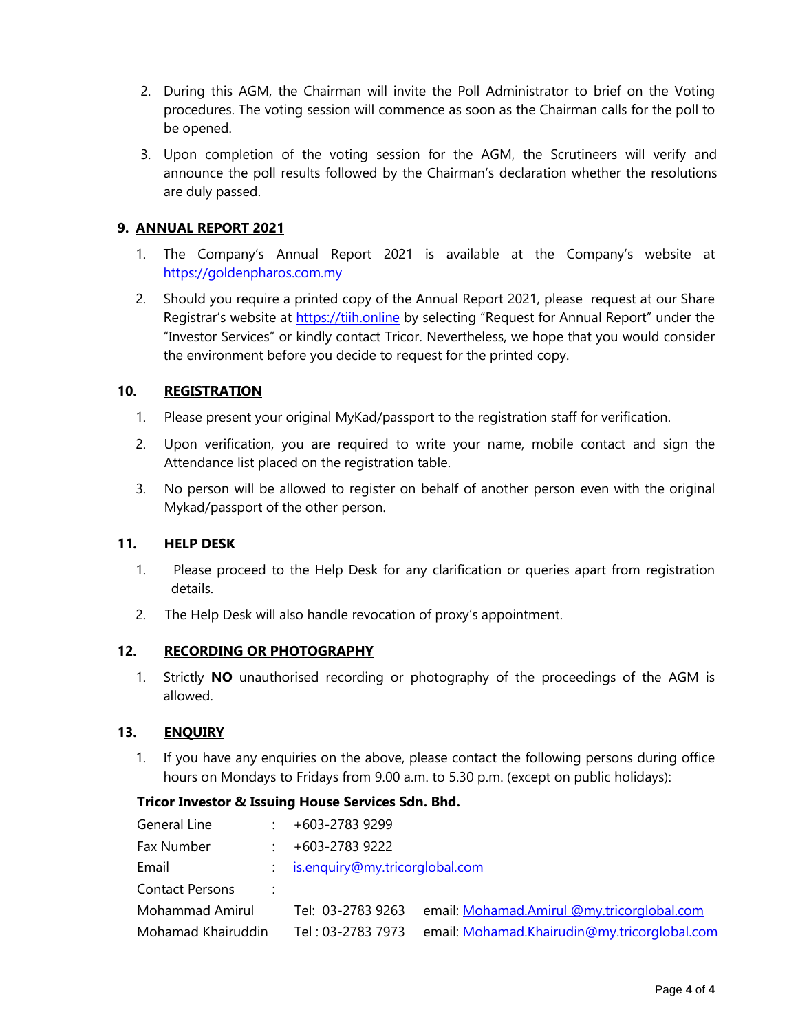2. During this AGM, the Chairman will invite the Poll Administrator to brief on the Voting procedures. The voting session will commence as soon as the Chairman calls for the poll to be opened.

3. Upon completion of the voting session for the AGM, the Scrutineers will verify and announce the poll results followed by the Chairman's declaration whether the resolutions are duly passed.

## 9. ANNUAL REPORT 2021

1. The Company's Annual Report 2021 is available at the Company's website at https://goldenpharos.com.my

2. Should you require a printed copy of the Annual Report 2021, please request at our Share Registrar's website at https://tiih.online by selecting "Request for Annual Report" under the "Investor Services" or kindly contact Tricor. Nevertheless, we hope that you would consider the environment before you decide to request for the printed copy.

## 10. REGISTRATION

1. Please present your original MyKad/passport to the registration staff for verification.

2. Upon verification, you are required to write your name, mobile contact and sign the Attendance list placed on the registration table.

3. No person will be allowed to register on behalf of another person even with the original Mykad/passport of the other person.

## 11. HELP DESK

1. Please proceed to the Help Desk for any clarification or queries apart from registration details.

2. The Help Desk will also handle revocation of proxy's appointment.

## 12. RECORDING OR PHOTOGRAPHY

1. Strictly **NO** unauthorised recording or photography of the proceedings of the AGM is allowed.

## 13. ENQUIRY

1. If you have any enquiries on the above, please contact the following persons during office hours on Mondays to Fridays from 9.00 a.m. to 5.30 p.m. (except on public holidays):

**Tricor Investor & Issuing House Services Sdn. Bhd.**

| | | | |
|---|---|---|---|
| General Line | : | +603-2783 9299 | |
| Fax Number | : | +603-2783 9222 | |
| Email | : | is.enquiry@my.tricorglobal.com | |
| Contact Persons | : | | |
| Mohammad Amirul | | Tel: 03-2783 9263 | email: Mohamad.Amirul @my.tricorglobal.com |
| Mohamad Khairuddin | | Tel : 03-2783 7973 | email: Mohamad.Khairudin@my.tricorglobal.com |